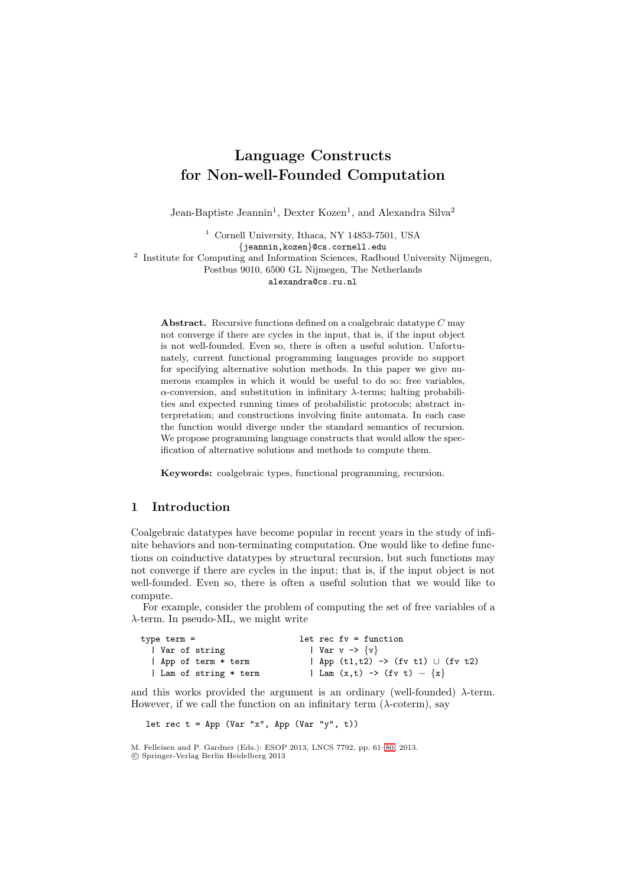# Language Constructs for Non-well-Founded Computation

Jean-Baptiste Jeannin[1], Dexter Kozen[1], and Alexandra Silva[2]

[1] Cornell University, Ithaca, NY 14853-7501, USA
{jeannin,kozen}@cs.cornell.edu

[2] Institute for Computing and Information Sciences, Radboud University Nijmegen, Postbus 9010, 6500 GL Nijmegen, The Netherlands
alexandra@cs.ru.nl

**Abstract.** Recursive functions defined on a coalgebraic datatype $C$ may not converge if there are cycles in the input, that is, if the input object is not well-founded. Even so, there is often a useful solution. Unfortunately, current functional programming languages provide no support for specifying alternative solution methods. In this paper we give numerous examples in which it would be useful to do so: free variables, $\alpha$-conversion, and substitution in infinitary $\lambda$-terms; halting probabilities and expected running times of probabilistic protocols; abstract interpretation; and constructions involving finite automata. In each case the function would diverge under the standard semantics of recursion. We propose programming language constructs that would allow the specification of alternative solutions and methods to compute them.

**Keywords:** coalgebraic types, functional programming, recursion.

## 1 Introduction

Coalgebraic datatypes have become popular in recent years in the study of infinite behaviors and non-terminating computation. One would like to define functions on coinductive datatypes by structural recursion, but such functions may not converge if there are cycles in the input; that is, if the input object is not well-founded. Even so, there is often a useful solution that we would like to compute.

For example, consider the problem of computing the set of free variables of a $\lambda$-term. In pseudo-ML, we might write

```
type term =                    let rec fv = function
  | Var of string                | Var v -> {v}
  | App of term * term           | App (t1,t2) -> (fv t1) ∪ (fv t2)
  | Lam of string * term         | Lam (x,t) -> (fv t) − {x}
```

and this works provided the argument is an ordinary (well-founded) $\lambda$-term. However, if we call the function on an infinitary term ($\lambda$-coterm), say

```
let rec t = App (Var "x", App (Var "y", t))
```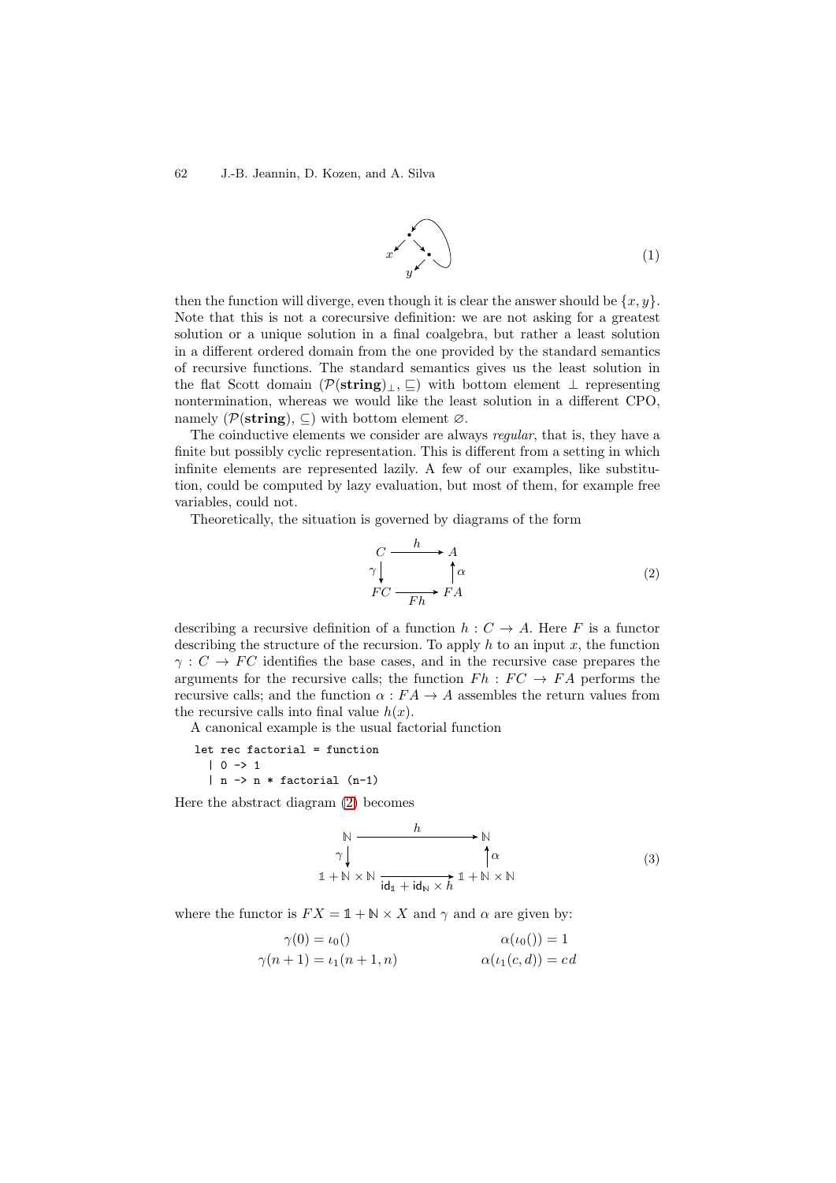$$
\begin{array}{c}
\text{(graph: a node with edges to } x \text{ and to another node; that node has edges to } y \text{ and back to the first node)}
\end{array} \tag{1}
$$

then the function will diverge, even though it is clear the answer should be $\{x, y\}$. Note that this is not a corecursive definition: we are not asking for a greatest solution or a unique solution in a final coalgebra, but rather a least solution in a different ordered domain from the one provided by the standard semantics of recursive functions. The standard semantics gives us the least solution in the flat Scott domain $(\mathcal{P}(\mathbf{string})_\perp, \sqsubseteq)$ with bottom element $\perp$ representing nontermination, whereas we would like the least solution in a different CPO, namely $(\mathcal{P}(\mathbf{string}), \subseteq)$ with bottom element $\varnothing$.

The coinductive elements we consider are always *regular*, that is, they have a finite but possibly cyclic representation. This is different from a setting in which infinite elements are represented lazily. A few of our examples, like substitution, could be computed by lazy evaluation, but most of them, for example free variables, could not.

Theoretically, the situation is governed by diagrams of the form

$$
\begin{array}{ccc}
C & \xrightarrow{\quad h \quad} & A \\
{\scriptstyle\gamma}\big\downarrow & & \big\uparrow{\scriptstyle\alpha} \\
FC & \xrightarrow[\quad Fh \quad]{} & FA
\end{array} \tag{2}
$$

describing a recursive definition of a function $h : C \to A$. Here $F$ is a functor describing the structure of the recursion. To apply $h$ to an input $x$, the function $\gamma : C \to FC$ identifies the base cases, and in the recursive case prepares the arguments for the recursive calls; the function $Fh : FC \to FA$ performs the recursive calls; and the function $\alpha : FA \to A$ assembles the return values from the recursive calls into final value $h(x)$.

A canonical example is the usual factorial function

```
let rec factorial = function
  | 0 -> 1
  | n -> n * factorial (n-1)
```

Here the abstract diagram (2) becomes

$$
\begin{array}{ccc}
\mathbb{N} & \xrightarrow{\qquad\quad h \qquad\quad} & \mathbb{N} \\
{\scriptstyle\gamma}\big\downarrow & & \big\uparrow{\scriptstyle\alpha} \\
\mathbb{1} + \mathbb{N} \times \mathbb{N} & \xrightarrow[\mathsf{id}_{\mathbb{1}} + \mathsf{id}_{\mathbb{N}} \times h]{} & \mathbb{1} + \mathbb{N} \times \mathbb{N}
\end{array} \tag{3}
$$

where the functor is $FX = \mathbb{1} + \mathbb{N} \times X$ and $\gamma$ and $\alpha$ are given by:

$$
\begin{aligned}
\gamma(0) &= \iota_0() & \qquad\qquad \alpha(\iota_0()) &= 1 \\
\gamma(n+1) &= \iota_1(n+1, n) & \alpha(\iota_1(c, d)) &= cd
\end{aligned}
$$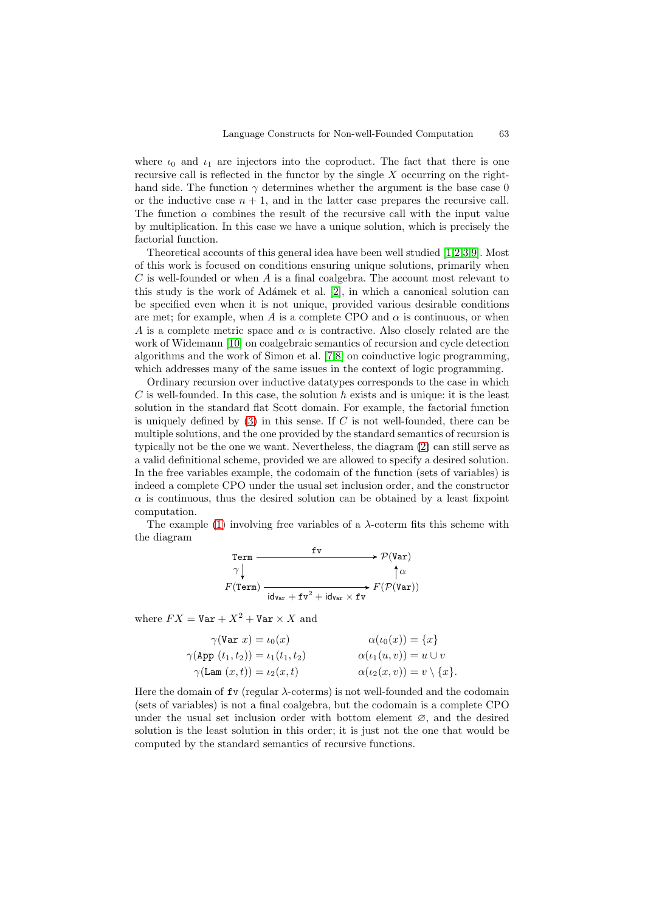where $\iota_0$ and $\iota_1$ are injectors into the coproduct. The fact that there is one recursive call is reflected in the functor by the single $X$ occurring on the right-hand side. The function $\gamma$ determines whether the argument is the base case 0 or the inductive case $n+1$, and in the latter case prepares the recursive call. The function $\alpha$ combines the result of the recursive call with the input value by multiplication. In this case we have a unique solution, which is precisely the factorial function.

Theoretical accounts of this general idea have been well studied [1,2,3,9]. Most of this work is focused on conditions ensuring unique solutions, primarily when $C$ is well-founded or when $A$ is a final coalgebra. The account most relevant to this study is the work of Adámek et al. [2], in which a canonical solution can be specified even when it is not unique, provided various desirable conditions are met; for example, when $A$ is a complete CPO and $\alpha$ is continuous, or when $A$ is a complete metric space and $\alpha$ is contractive. Also closely related are the work of Widemann [10] on coalgebraic semantics of recursion and cycle detection algorithms and the work of Simon et al. [7,8] on coinductive logic programming, which addresses many of the same issues in the context of logic programming.

Ordinary recursion over inductive datatypes corresponds to the case in which $C$ is well-founded. In this case, the solution $h$ exists and is unique: it is the least solution in the standard flat Scott domain. For example, the factorial function is uniquely defined by (3) in this sense. If $C$ is not well-founded, there can be multiple solutions, and the one provided by the standard semantics of recursion is typically not be the one we want. Nevertheless, the diagram (2) can still serve as a valid definitional scheme, provided we are allowed to specify a desired solution. In the free variables example, the codomain of the function (sets of variables) is indeed a complete CPO under the usual set inclusion order, and the constructor $\alpha$ is continuous, thus the desired solution can be obtained by a least fixpoint computation.

The example (1) involving free variables of a $\lambda$-coterm fits this scheme with the diagram

$$
\begin{array}{ccc}
\texttt{Term} & \xrightarrow{\quad\texttt{fv}\quad} & \mathcal{P}(\texttt{Var}) \\
\gamma\big\downarrow & & \big\uparrow\alpha \\
F(\texttt{Term}) & \xrightarrow[\mathsf{id}_{\texttt{Var}} + \texttt{fv}^2 + \mathsf{id}_{\texttt{Var}} \times \texttt{fv}]{} & F(\mathcal{P}(\texttt{Var}))
\end{array}
$$

where $FX = \texttt{Var} + X^2 + \texttt{Var} \times X$ and

$$
\begin{aligned}
\gamma(\texttt{Var}\ x) &= \iota_0(x) & \qquad \alpha(\iota_0(x)) &= \{x\} \\
\gamma(\texttt{App}\ (t_1, t_2)) &= \iota_1(t_1, t_2) & \qquad \alpha(\iota_1(u, v)) &= u \cup v \\
\gamma(\texttt{Lam}\ (x, t)) &= \iota_2(x, t) & \qquad \alpha(\iota_2(x, v)) &= v \setminus \{x\}.
\end{aligned}
$$

Here the domain of $\texttt{fv}$ (regular $\lambda$-coterms) is not well-founded and the codomain (sets of variables) is not a final coalgebra, but the codomain is a complete CPO under the usual set inclusion order with bottom element $\varnothing$, and the desired solution is the least solution in this order; it is just not the one that would be computed by the standard semantics of recursive functions.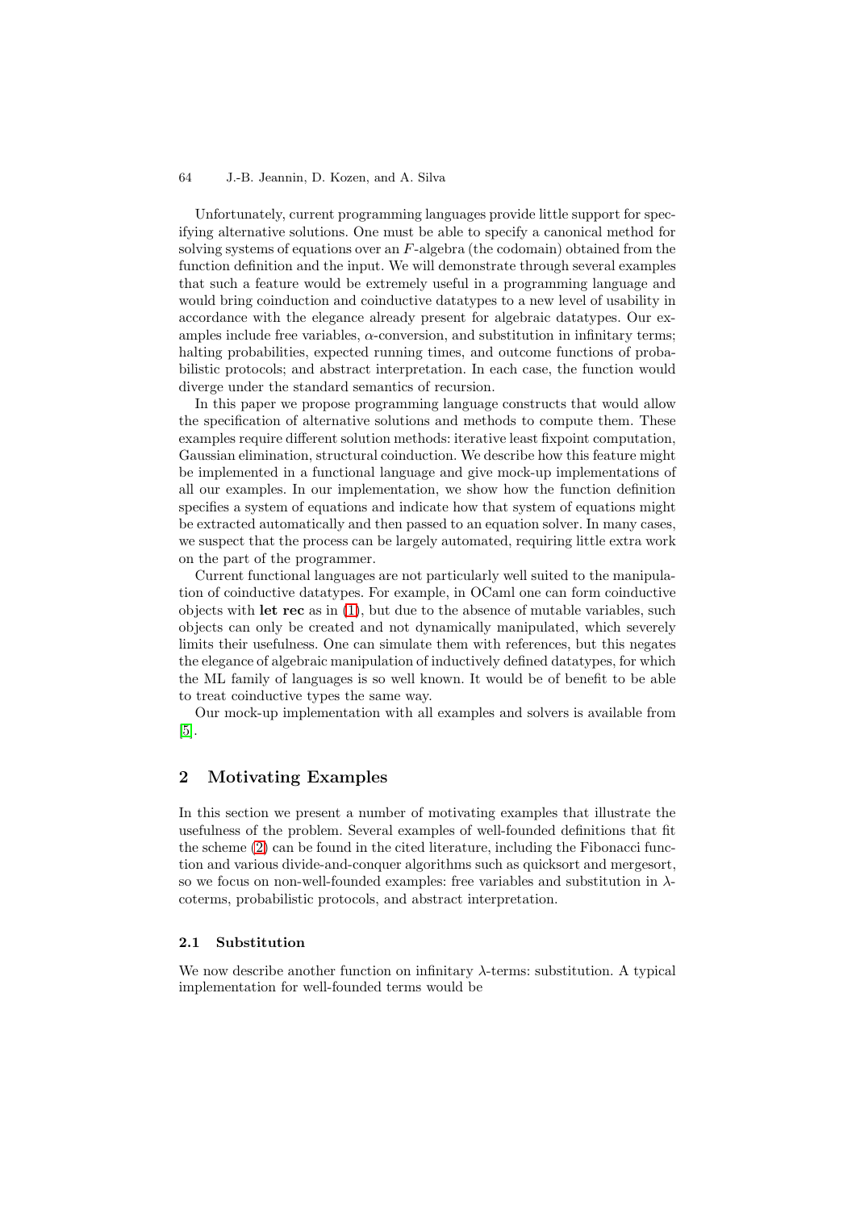Unfortunately, current programming languages provide little support for specifying alternative solutions. One must be able to specify a canonical method for solving systems of equations over an $F$-algebra (the codomain) obtained from the function definition and the input. We will demonstrate through several examples that such a feature would be extremely useful in a programming language and would bring coinduction and coinductive datatypes to a new level of usability in accordance with the elegance already present for algebraic datatypes. Our examples include free variables, $\alpha$-conversion, and substitution in infinitary terms; halting probabilities, expected running times, and outcome functions of probabilistic protocols; and abstract interpretation. In each case, the function would diverge under the standard semantics of recursion.

In this paper we propose programming language constructs that would allow the specification of alternative solutions and methods to compute them. These examples require different solution methods: iterative least fixpoint computation, Gaussian elimination, structural coinduction. We describe how this feature might be implemented in a functional language and give mock-up implementations of all our examples. In our implementation, we show how the function definition specifies a system of equations and indicate how that system of equations might be extracted automatically and then passed to an equation solver. In many cases, we suspect that the process can be largely automated, requiring little extra work on the part of the programmer.

Current functional languages are not particularly well suited to the manipulation of coinductive datatypes. For example, in OCaml one can form coinductive objects with **let rec** as in (1), but due to the absence of mutable variables, such objects can only be created and not dynamically manipulated, which severely limits their usefulness. One can simulate them with references, but this negates the elegance of algebraic manipulation of inductively defined datatypes, for which the ML family of languages is so well known. It would be of benefit to be able to treat coinductive types the same way.

Our mock-up implementation with all examples and solvers is available from [5].

## 2 Motivating Examples

In this section we present a number of motivating examples that illustrate the usefulness of the problem. Several examples of well-founded definitions that fit the scheme (2) can be found in the cited literature, including the Fibonacci function and various divide-and-conquer algorithms such as quicksort and mergesort, so we focus on non-well-founded examples: free variables and substitution in $\lambda$-coterms, probabilistic protocols, and abstract interpretation.

### 2.1 Substitution

We now describe another function on infinitary $\lambda$-terms: substitution. A typical implementation for well-founded terms would be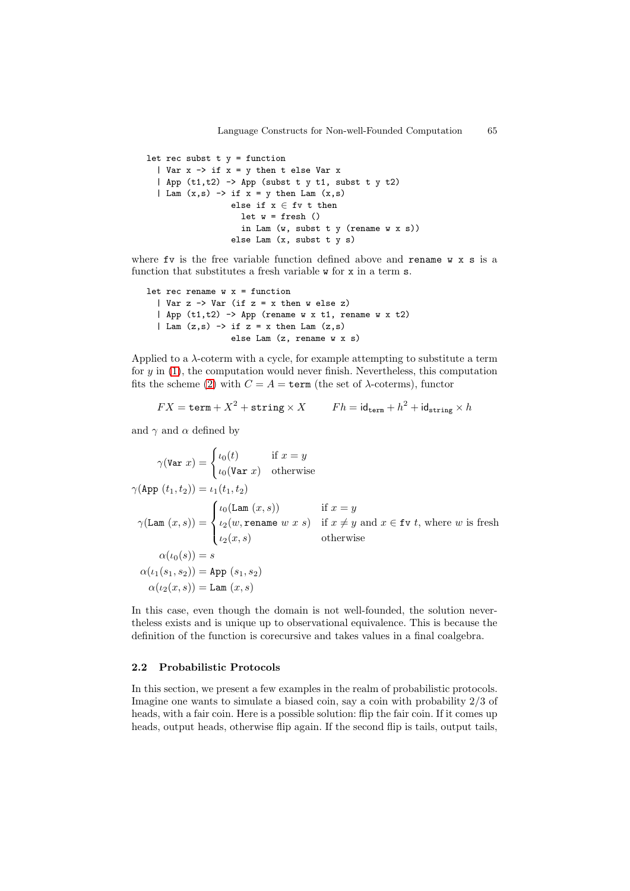```
let rec subst t y = function
  | Var x -> if x = y then t else Var x
  | App (t1,t2) -> App (subst t y t1, subst t y t2)
  | Lam (x,s) -> if x = y then Lam (x,s)
                 else if x ∈ fv t then
                   let w = fresh ()
                   in Lam (w, subst t y (rename w x s))
                 else Lam (x, subst t y s)
```

where `fv` is the free variable function defined above and `rename w x s` is a function that substitutes a fresh variable `w` for `x` in a term `s`.

```
let rec rename w x = function
  | Var z -> Var (if z = x then w else z)
  | App (t1,t2) -> App (rename w x t1, rename w x t2)
  | Lam (z,s) -> if z = x then Lam (z,s)
                 else Lam (z, rename w x s)
```

Applied to a $\lambda$-coterm with a cycle, for example attempting to substitute a term for $y$ in (1), the computation would never finish. Nevertheless, this computation fits the scheme (2) with $C = A = \mathtt{term}$ (the set of $\lambda$-coterms), functor

$$FX = \mathtt{term} + X^2 + \mathtt{string} \times X \qquad Fh = \mathsf{id}_{\mathtt{term}} + h^2 + \mathsf{id}_{\mathtt{string}} \times h$$

and $\gamma$ and $\alpha$ defined by

$$\gamma(\mathtt{Var}\ x) = \begin{cases} \iota_0(t) & \text{if } x = y \\ \iota_0(\mathtt{Var}\ x) & \text{otherwise} \end{cases}$$

$$\gamma(\mathtt{App}\ (t_1, t_2)) = \iota_1(t_1, t_2)$$

$$\gamma(\mathtt{Lam}\ (x, s)) = \begin{cases} \iota_0(\mathtt{Lam}\ (x, s)) & \text{if } x = y \\ \iota_2(w, \mathtt{rename}\ w\ x\ s) & \text{if } x \neq y \text{ and } x \in \mathtt{fv}\ t\text{, where } w \text{ is fresh} \\ \iota_2(x, s) & \text{otherwise} \end{cases}$$

$$\alpha(\iota_0(s)) = s$$

$$\alpha(\iota_1(s_1, s_2)) = \mathtt{App}\ (s_1, s_2)$$

$$\alpha(\iota_2(x, s)) = \mathtt{Lam}\ (x, s)$$

In this case, even though the domain is not well-founded, the solution nevertheless exists and is unique up to observational equivalence. This is because the definition of the function is corecursive and takes values in a final coalgebra.

### 2.2 Probabilistic Protocols

In this section, we present a few examples in the realm of probabilistic protocols. Imagine one wants to simulate a biased coin, say a coin with probability 2/3 of heads, with a fair coin. Here is a possible solution: flip the fair coin. If it comes up heads, output heads, otherwise flip again. If the second flip is tails, output tails,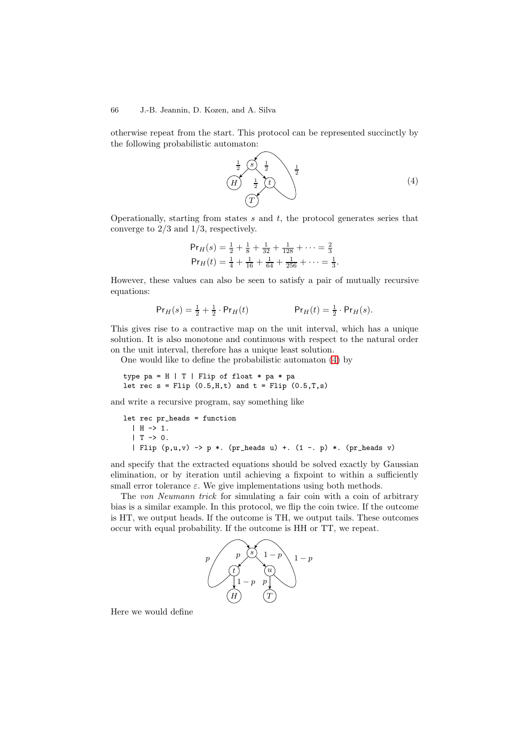otherwise repeat from the start. This protocol can be represented succinctly by the following probabilistic automaton:

(4)

Operationally, starting from states $s$ and $t$, the protocol generates series that converge to $2/3$ and $1/3$, respectively.

$$\mathsf{Pr}_H(s) = \tfrac{1}{2} + \tfrac{1}{8} + \tfrac{1}{32} + \tfrac{1}{128} + \cdots = \tfrac{2}{3}$$
$$\mathsf{Pr}_H(t) = \tfrac{1}{4} + \tfrac{1}{16} + \tfrac{1}{64} + \tfrac{1}{256} + \cdots = \tfrac{1}{3}.$$

However, these values can also be seen to satisfy a pair of mutually recursive equations:

$$\mathsf{Pr}_H(s) = \tfrac{1}{2} + \tfrac{1}{2} \cdot \mathsf{Pr}_H(t) \qquad\qquad \mathsf{Pr}_H(t) = \tfrac{1}{2} \cdot \mathsf{Pr}_H(s).$$

This gives rise to a contractive map on the unit interval, which has a unique solution. It is also monotone and continuous with respect to the natural order on the unit interval, therefore has a unique least solution.

One would like to define the probabilistic automaton (4) by

```
type pa = H | T | Flip of float * pa * pa
let rec s = Flip (0.5,H,t) and t = Flip (0.5,T,s)
```

and write a recursive program, say something like

```
let rec pr_heads = function
  | H -> 1.
  | T -> 0.
  | Flip (p,u,v) -> p *. (pr_heads u) +. (1 -. p) *. (pr_heads v)
```

and specify that the extracted equations should be solved exactly by Gaussian elimination, or by iteration until achieving a fixpoint to within a sufficiently small error tolerance $\varepsilon$. We give implementations using both methods.

The *von Neumann trick* for simulating a fair coin with a coin of arbitrary bias is a similar example. In this protocol, we flip the coin twice. If the outcome is HT, we output heads. If the outcome is TH, we output tails. These outcomes occur with equal probability. If the outcome is HH or TT, we repeat.

Here we would define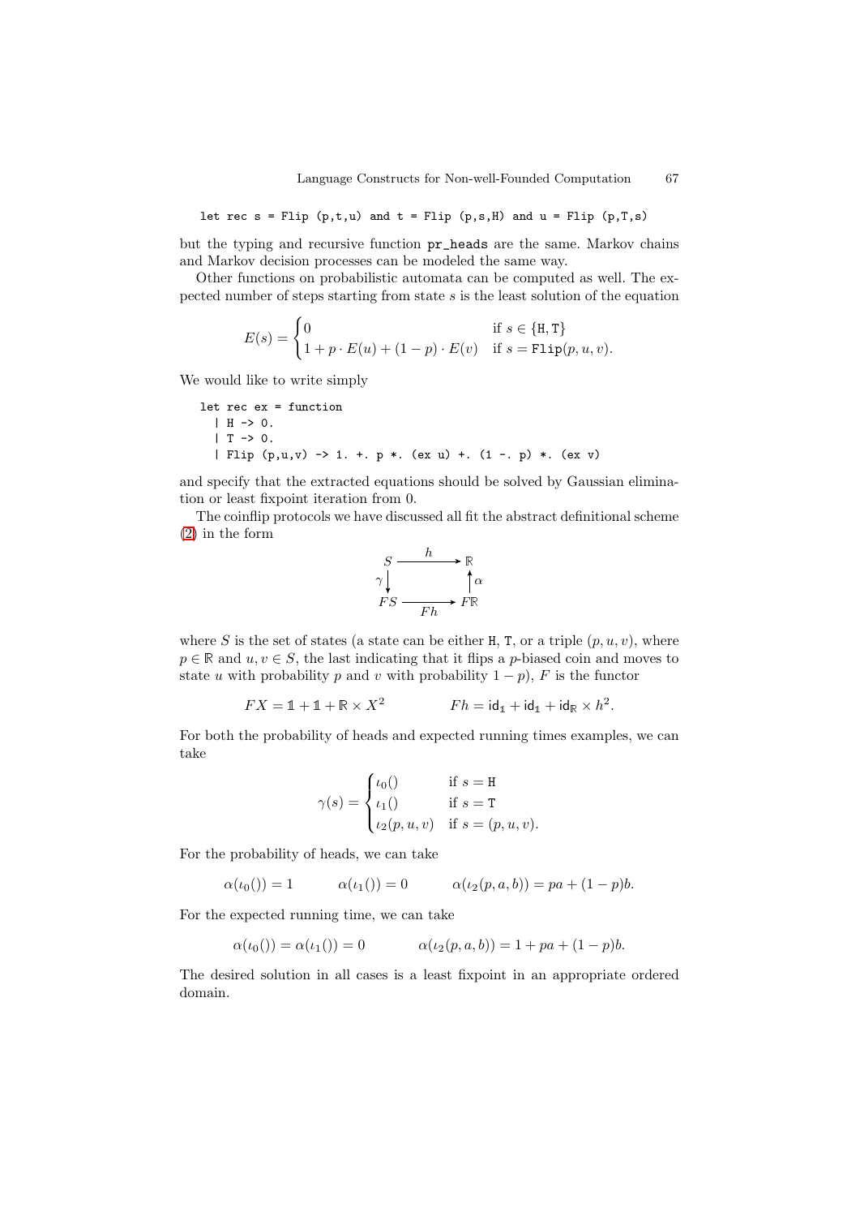```
let rec s = Flip (p,t,u) and t = Flip (p,s,H) and u = Flip (p,T,s)
```

but the typing and recursive function `pr_heads` are the same. Markov chains and Markov decision processes can be modeled the same way.

Other functions on probabilistic automata can be computed as well. The expected number of steps starting from state $s$ is the least solution of the equation

$$E(s) = \begin{cases} 0 & \text{if } s \in \{\mathtt{H}, \mathtt{T}\} \\ 1 + p \cdot E(u) + (1-p) \cdot E(v) & \text{if } s = \mathtt{Flip}(p, u, v). \end{cases}$$

We would like to write simply

```
let rec ex = function
  | H -> 0.
  | T -> 0.
  | Flip (p,u,v) -> 1. +. p *. (ex u) +. (1 -. p) *. (ex v)
```

and specify that the extracted equations should be solved by Gaussian elimination or least fixpoint iteration from 0.

The coinflip protocols we have discussed all fit the abstract definitional scheme (2) in the form

$$\begin{array}{ccc} S & \xrightarrow{\quad h \quad} & \mathbb{R} \\ {\scriptstyle\gamma}\big\downarrow & & \big\uparrow{\scriptstyle\alpha} \\ FS & \xrightarrow[\quad Fh \quad]{} & F\mathbb{R} \end{array}$$

where $S$ is the set of states (a state can be either H, T, or a triple $(p, u, v)$, where $p \in \mathbb{R}$ and $u, v \in S$, the last indicating that it flips a $p$-biased coin and moves to state $u$ with probability $p$ and $v$ with probability $1-p$), $F$ is the functor

$$FX = \mathbb{1} + \mathbb{1} + \mathbb{R} \times X^2 \qquad\qquad Fh = \mathsf{id}_{\mathbb{1}} + \mathsf{id}_{\mathbb{1}} + \mathsf{id}_{\mathbb{R}} \times h^2.$$

For both the probability of heads and expected running times examples, we can take

$$\gamma(s) = \begin{cases} \iota_0() & \text{if } s = \mathtt{H} \\ \iota_1() & \text{if } s = \mathtt{T} \\ \iota_2(p, u, v) & \text{if } s = (p, u, v). \end{cases}$$

For the probability of heads, we can take

$$\alpha(\iota_0()) = 1 \qquad\quad \alpha(\iota_1()) = 0 \qquad\quad \alpha(\iota_2(p, a, b)) = pa + (1-p)b.$$

For the expected running time, we can take

$$\alpha(\iota_0()) = \alpha(\iota_1()) = 0 \qquad\quad \alpha(\iota_2(p, a, b)) = 1 + pa + (1-p)b.$$

The desired solution in all cases is a least fixpoint in an appropriate ordered domain.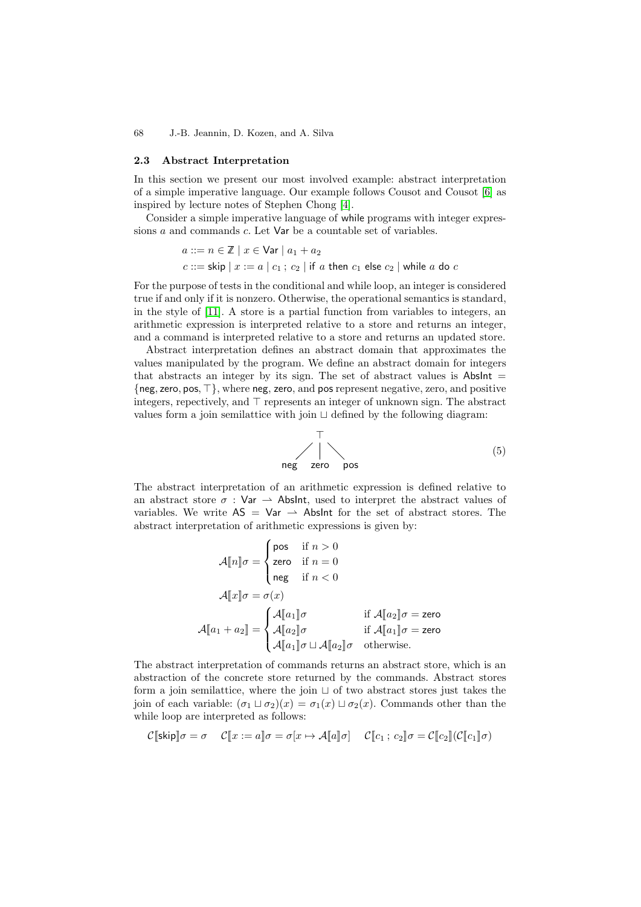### 2.3 Abstract Interpretation

In this section we present our most involved example: abstract interpretation of a simple imperative language. Our example follows Cousot and Cousot [6] as inspired by lecture notes of Stephen Chong [4].

Consider a simple imperative language of $\mathsf{while}$ programs with integer expressions $a$ and commands $c$. Let $\mathsf{Var}$ be a countable set of variables.

$$
\begin{aligned}
a &::= n \in \mathbb{Z} \mid x \in \mathsf{Var} \mid a_1 + a_2 \\
c &::= \mathsf{skip} \mid x := a \mid c_1 \,;\, c_2 \mid \mathsf{if}\ a\ \mathsf{then}\ c_1\ \mathsf{else}\ c_2 \mid \mathsf{while}\ a\ \mathsf{do}\ c
\end{aligned}
$$

For the purpose of tests in the conditional and while loop, an integer is considered true if and only if it is nonzero. Otherwise, the operational semantics is standard, in the style of [11]. A store is a partial function from variables to integers, an arithmetic expression is interpreted relative to a store and returns an integer, and a command is interpreted relative to a store and returns an updated store.

Abstract interpretation defines an abstract domain that approximates the values manipulated by the program. We define an abstract domain for integers that abstracts an integer by its sign. The set of abstract values is $\mathsf{AbsInt} = \{\mathsf{neg}, \mathsf{zero}, \mathsf{pos}, \top\}$, where $\mathsf{neg}$, $\mathsf{zero}$, and $\mathsf{pos}$ represent negative, zero, and positive integers, repectively, and $\top$ represents an integer of unknown sign. The abstract values form a join semilattice with join $\sqcup$ defined by the following diagram:

$$
\begin{array}{ccc}
 & \top & \\
\diagup & | & \diagdown \\
\mathsf{neg} & \mathsf{zero} & \mathsf{pos}
\end{array}
\tag{5}
$$

The abstract interpretation of an arithmetic expression is defined relative to an abstract store $\sigma : \mathsf{Var} \rightharpoonup \mathsf{AbsInt}$, used to interpret the abstract values of variables. We write $\mathsf{AS} = \mathsf{Var} \rightharpoonup \mathsf{AbsInt}$ for the set of abstract stores. The abstract interpretation of arithmetic expressions is given by:

$$
\mathcal{A}[\![n]\!]\sigma = \begin{cases} \mathsf{pos} & \text{if } n > 0 \\ \mathsf{zero} & \text{if } n = 0 \\ \mathsf{neg} & \text{if } n < 0 \end{cases}
$$

$$
\mathcal{A}[\![x]\!]\sigma = \sigma(x)
$$

$$
\mathcal{A}[\![a_1 + a_2]\!] = \begin{cases} \mathcal{A}[\![a_1]\!]\sigma & \text{if } \mathcal{A}[\![a_2]\!]\sigma = \mathsf{zero} \\ \mathcal{A}[\![a_2]\!]\sigma & \text{if } \mathcal{A}[\![a_1]\!]\sigma = \mathsf{zero} \\ \mathcal{A}[\![a_1]\!]\sigma \sqcup \mathcal{A}[\![a_2]\!]\sigma & \text{otherwise.} \end{cases}
$$

The abstract interpretation of commands returns an abstract store, which is an abstraction of the concrete store returned by the commands. Abstract stores form a join semilattice, where the join $\sqcup$ of two abstract stores just takes the join of each variable: $(\sigma_1 \sqcup \sigma_2)(x) = \sigma_1(x) \sqcup \sigma_2(x)$. Commands other than the while loop are interpreted as follows:

$$
\mathcal{C}[\![\mathsf{skip}]\!]\sigma = \sigma \qquad \mathcal{C}[\![x := a]\!]\sigma = \sigma[x \mapsto \mathcal{A}[\![a]\!]\sigma] \qquad \mathcal{C}[\![c_1 \,;\, c_2]\!]\sigma = \mathcal{C}[\![c_2]\!](\mathcal{C}[\![c_1]\!]\sigma)
$$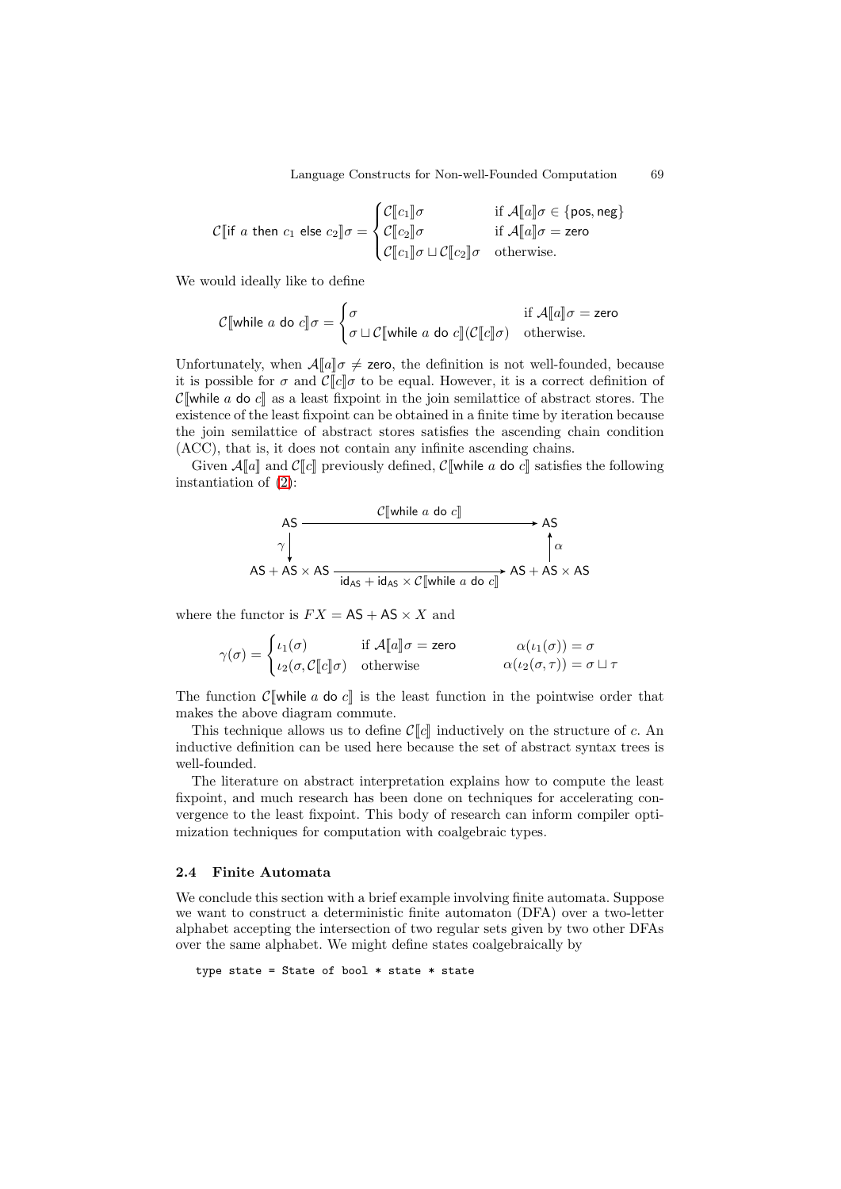$$\mathcal{C}[\![\mathsf{if}\ a\ \mathsf{then}\ c_1\ \mathsf{else}\ c_2]\!]\sigma = \begin{cases} \mathcal{C}[\![c_1]\!]\sigma & \text{if } \mathcal{A}[\![a]\!]\sigma \in \{\mathsf{pos}, \mathsf{neg}\} \\ \mathcal{C}[\![c_2]\!]\sigma & \text{if } \mathcal{A}[\![a]\!]\sigma = \mathsf{zero} \\ \mathcal{C}[\![c_1]\!]\sigma \sqcup \mathcal{C}[\![c_2]\!]\sigma & \text{otherwise.} \end{cases}$$

We would ideally like to define

$$\mathcal{C}[\![\mathsf{while}\ a\ \mathsf{do}\ c]\!]\sigma = \begin{cases} \sigma & \text{if } \mathcal{A}[\![a]\!]\sigma = \mathsf{zero} \\ \sigma \sqcup \mathcal{C}[\![\mathsf{while}\ a\ \mathsf{do}\ c]\!](\mathcal{C}[\![c]\!]\sigma) & \text{otherwise.} \end{cases}$$

Unfortunately, when $\mathcal{A}[\![a]\!]\sigma \neq \mathsf{zero}$, the definition is not well-founded, because it is possible for $\sigma$ and $\mathcal{C}[\![c]\!]\sigma$ to be equal. However, it is a correct definition of $\mathcal{C}[\![\mathsf{while}\ a\ \mathsf{do}\ c]\!]$ as a least fixpoint in the join semilattice of abstract stores. The existence of the least fixpoint can be obtained in a finite time by iteration because the join semilattice of abstract stores satisfies the ascending chain condition (ACC), that is, it does not contain any infinite ascending chains.

Given $\mathcal{A}[\![a]\!]$ and $\mathcal{C}[\![c]\!]$ previously defined, $\mathcal{C}[\![\mathsf{while}\ a\ \mathsf{do}\ c]\!]$ satisfies the following instantiation of (2):

$$\begin{array}{ccc} \mathsf{AS} & \xrightarrow{\quad \mathcal{C}[\![\mathsf{while}\ a\ \mathsf{do}\ c]\!] \quad} & \mathsf{AS} \\ \gamma \downarrow & & \uparrow \alpha \\ \mathsf{AS} + \mathsf{AS} \times \mathsf{AS} & \xrightarrow[\mathsf{id}_{\mathsf{AS}} + \mathsf{id}_{\mathsf{AS}} \times \mathcal{C}[\![\mathsf{while}\ a\ \mathsf{do}\ c]\!]]{} & \mathsf{AS} + \mathsf{AS} \times \mathsf{AS} \end{array}$$

where the functor is $FX = \mathsf{AS} + \mathsf{AS} \times X$ and

$$\gamma(\sigma) = \begin{cases} \iota_1(\sigma) & \text{if } \mathcal{A}[\![a]\!]\sigma = \mathsf{zero} \\ \iota_2(\sigma, \mathcal{C}[\![c]\!]\sigma) & \text{otherwise} \end{cases} \qquad \begin{array}{l} \alpha(\iota_1(\sigma)) = \sigma \\ \alpha(\iota_2(\sigma, \tau)) = \sigma \sqcup \tau \end{array}$$

The function $\mathcal{C}[\![\mathsf{while}\ a\ \mathsf{do}\ c]\!]$ is the least function in the pointwise order that makes the above diagram commute.

This technique allows us to define $\mathcal{C}[\![c]\!]$ inductively on the structure of $c$. An inductive definition can be used here because the set of abstract syntax trees is well-founded.

The literature on abstract interpretation explains how to compute the least fixpoint, and much research has been done on techniques for accelerating convergence to the least fixpoint. This body of research can inform compiler optimization techniques for computation with coalgebraic types.

### 2.4 Finite Automata

We conclude this section with a brief example involving finite automata. Suppose we want to construct a deterministic finite automaton (DFA) over a two-letter alphabet accepting the intersection of two regular sets given by two other DFAs over the same alphabet. We might define states coalgebraically by

```
type state = State of bool * state * state
```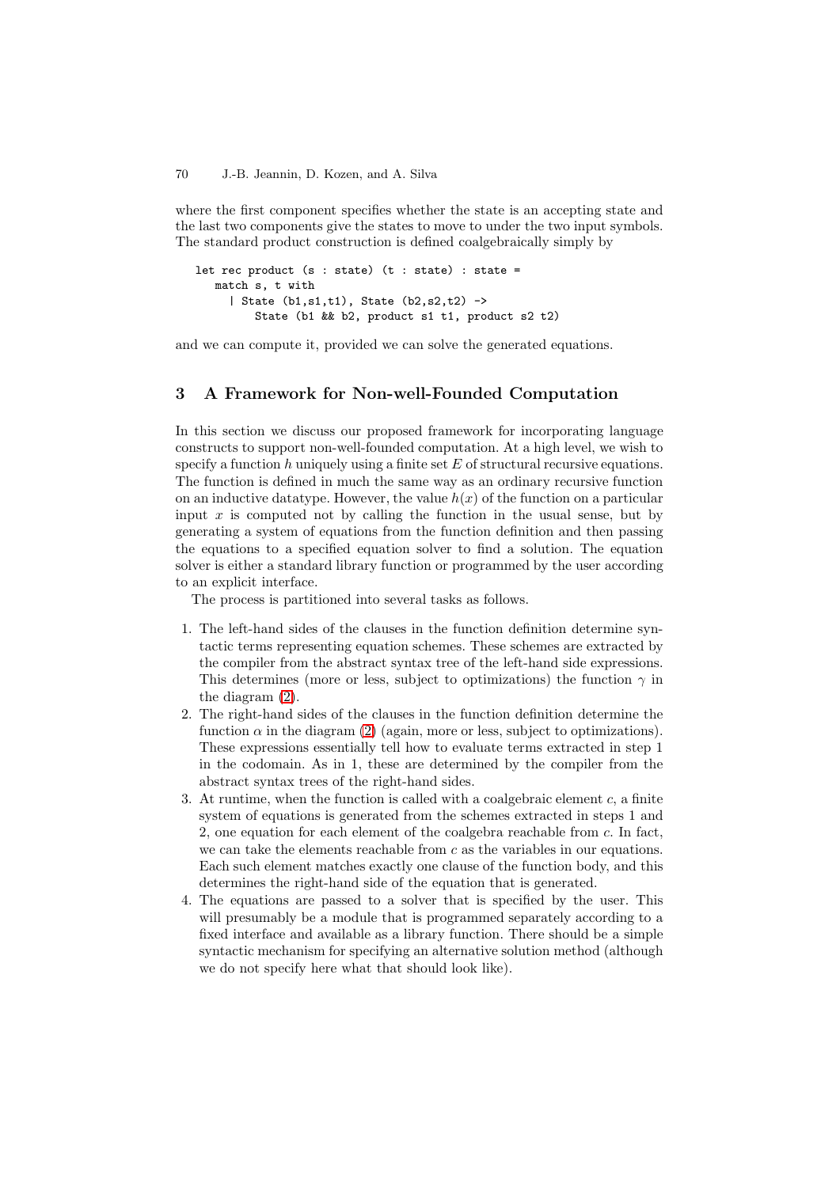where the first component specifies whether the state is an accepting state and the last two components give the states to move to under the two input symbols. The standard product construction is defined coalgebraically simply by

```
let rec product (s : state) (t : state) : state =
   match s, t with
     | State (b1,s1,t1), State (b2,s2,t2) ->
         State (b1 && b2, product s1 t1, product s2 t2)
```

and we can compute it, provided we can solve the generated equations.

## 3 A Framework for Non-well-Founded Computation

In this section we discuss our proposed framework for incorporating language constructs to support non-well-founded computation. At a high level, we wish to specify a function $h$ uniquely using a finite set $E$ of structural recursive equations. The function is defined in much the same way as an ordinary recursive function on an inductive datatype. However, the value $h(x)$ of the function on a particular input $x$ is computed not by calling the function in the usual sense, but by generating a system of equations from the function definition and then passing the equations to a specified equation solver to find a solution. The equation solver is either a standard library function or programmed by the user according to an explicit interface.

The process is partitioned into several tasks as follows.

1. The left-hand sides of the clauses in the function definition determine syntactic terms representing equation schemes. These schemes are extracted by the compiler from the abstract syntax tree of the left-hand side expressions. This determines (more or less, subject to optimizations) the function $\gamma$ in the diagram (2).
2. The right-hand sides of the clauses in the function definition determine the function $\alpha$ in the diagram (2) (again, more or less, subject to optimizations). These expressions essentially tell how to evaluate terms extracted in step 1 in the codomain. As in 1, these are determined by the compiler from the abstract syntax trees of the right-hand sides.
3. At runtime, when the function is called with a coalgebraic element $c$, a finite system of equations is generated from the schemes extracted in steps 1 and 2, one equation for each element of the coalgebra reachable from $c$. In fact, we can take the elements reachable from $c$ as the variables in our equations. Each such element matches exactly one clause of the function body, and this determines the right-hand side of the equation that is generated.
4. The equations are passed to a solver that is specified by the user. This will presumably be a module that is programmed separately according to a fixed interface and available as a library function. There should be a simple syntactic mechanism for specifying an alternative solution method (although we do not specify here what that should look like).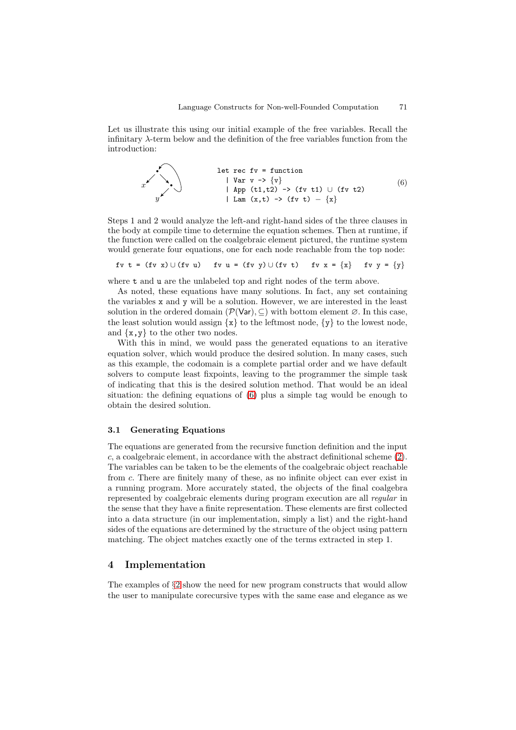Let us illustrate this using our initial example of the free variables. Recall the infinitary $\lambda$-term below and the definition of the free variables function from the introduction:

```
let rec fv = function
  | Var v -> {v}
  | App (t1,t2) -> (fv t1) ∪ (fv t2)                    (6)
  | Lam (x,t) -> (fv t) − {x}
```

Steps 1 and 2 would analyze the left-and right-hand sides of the three clauses in the body at compile time to determine the equation schemes. Then at runtime, if the function were called on the coalgebraic element pictured, the runtime system would generate four equations, one for each node reachable from the top node:

```
fv t = (fv x) ∪ (fv u)    fv u = (fv y) ∪ (fv t)    fv x = {x}    fv y = {y}
```

where `t` and `u` are the unlabeled top and right nodes of the term above.

As noted, these equations have many solutions. In fact, any set containing the variables `x` and `y` will be a solution. However, we are interested in the least solution in the ordered domain $(\mathcal{P}(\mathsf{Var}), \subseteq)$ with bottom element $\varnothing$. In this case, the least solution would assign {`x`} to the leftmost node, {`y`} to the lowest node, and {`x`,`y`} to the other two nodes.

With this in mind, we would pass the generated equations to an iterative equation solver, which would produce the desired solution. In many cases, such as this example, the codomain is a complete partial order and we have default solvers to compute least fixpoints, leaving to the programmer the simple task of indicating that this is the desired solution method. That would be an ideal situation: the defining equations of (6) plus a simple tag would be enough to obtain the desired solution.

### 3.1 Generating Equations

The equations are generated from the recursive function definition and the input $c$, a coalgebraic element, in accordance with the abstract definitional scheme (2). The variables can be taken to be the elements of the coalgebraic object reachable from $c$. There are finitely many of these, as no infinite object can ever exist in a running program. More accurately stated, the objects of the final coalgebra represented by coalgebraic elements during program execution are all *regular* in the sense that they have a finite representation. These elements are first collected into a data structure (in our implementation, simply a list) and the right-hand sides of the equations are determined by the structure of the object using pattern matching. The object matches exactly one of the terms extracted in step 1.

## 4 Implementation

The examples of §2 show the need for new program constructs that would allow the user to manipulate corecursive types with the same ease and elegance as we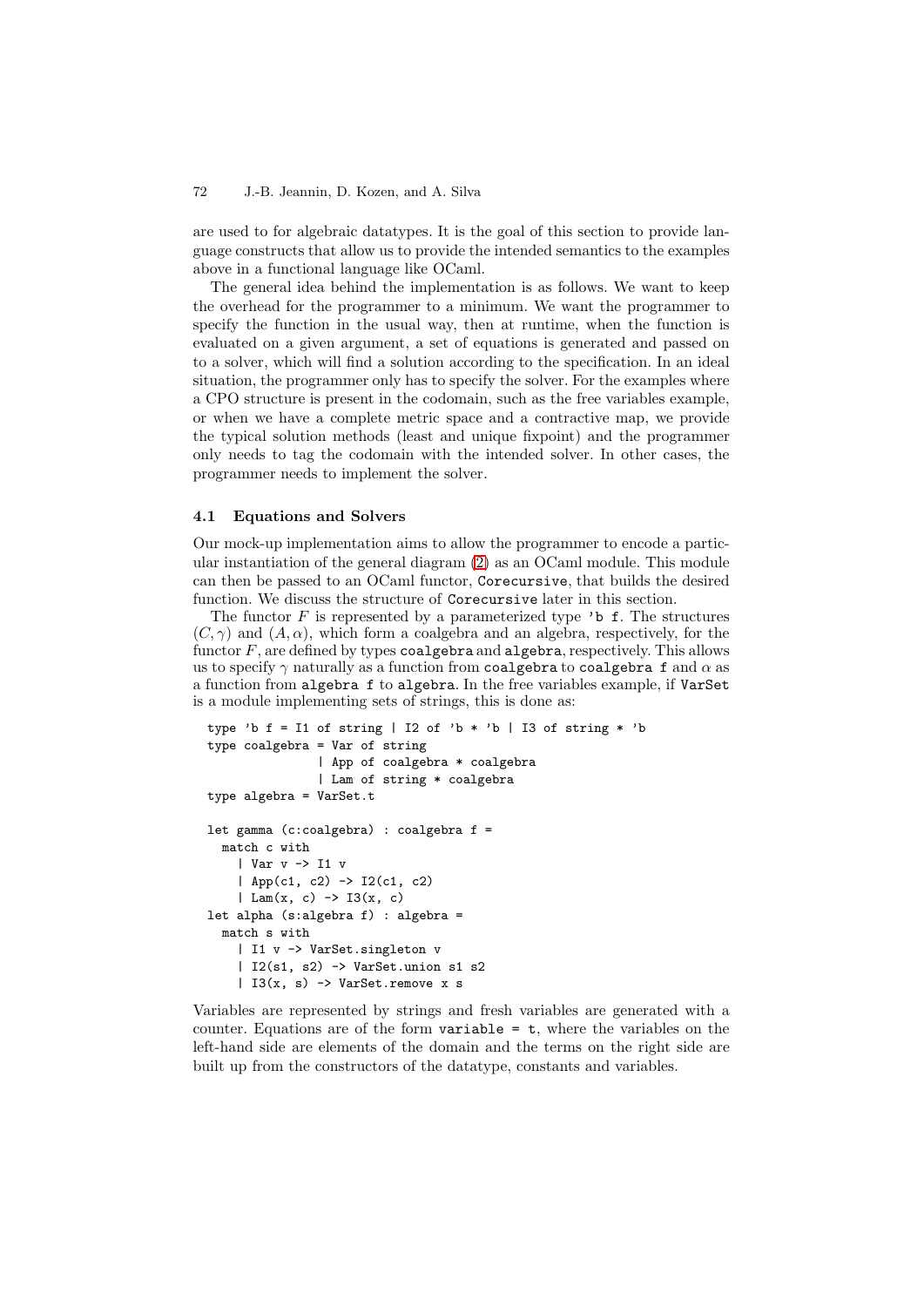are used to for algebraic datatypes. It is the goal of this section to provide language constructs that allow us to provide the intended semantics to the examples above in a functional language like OCaml.

The general idea behind the implementation is as follows. We want to keep the overhead for the programmer to a minimum. We want the programmer to specify the function in the usual way, then at runtime, when the function is evaluated on a given argument, a set of equations is generated and passed on to a solver, which will find a solution according to the specification. In an ideal situation, the programmer only has to specify the solver. For the examples where a CPO structure is present in the codomain, such as the free variables example, or when we have a complete metric space and a contractive map, we provide the typical solution methods (least and unique fixpoint) and the programmer only needs to tag the codomain with the intended solver. In other cases, the programmer needs to implement the solver.

### 4.1 Equations and Solvers

Our mock-up implementation aims to allow the programmer to encode a particular instantiation of the general diagram (2) as an OCaml module. This module can then be passed to an OCaml functor, `Corecursive`, that builds the desired function. We discuss the structure of `Corecursive` later in this section.

The functor $F$ is represented by a parameterized type `'b f`. The structures $(C, \gamma)$ and $(A, \alpha)$, which form a coalgebra and an algebra, respectively, for the functor $F$, are defined by types `coalgebra` and `algebra`, respectively. This allows us to specify $\gamma$ naturally as a function from `coalgebra` to `coalgebra f` and $\alpha$ as a function from `algebra f` to `algebra`. In the free variables example, if `VarSet` is a module implementing sets of strings, this is done as:

```
type 'b f = I1 of string | I2 of 'b * 'b | I3 of string * 'b
type coalgebra = Var of string
               | App of coalgebra * coalgebra
               | Lam of string * coalgebra
type algebra = VarSet.t

let gamma (c:coalgebra) : coalgebra f =
  match c with
    | Var v -> I1 v
    | App(c1, c2) -> I2(c1, c2)
    | Lam(x, c) -> I3(x, c)
let alpha (s:algebra f) : algebra =
  match s with
    | I1 v -> VarSet.singleton v
    | I2(s1, s2) -> VarSet.union s1 s2
    | I3(x, s) -> VarSet.remove x s
```

Variables are represented by strings and fresh variables are generated with a counter. Equations are of the form `variable = t`, where the variables on the left-hand side are elements of the domain and the terms on the right side are built up from the constructors of the datatype, constants and variables.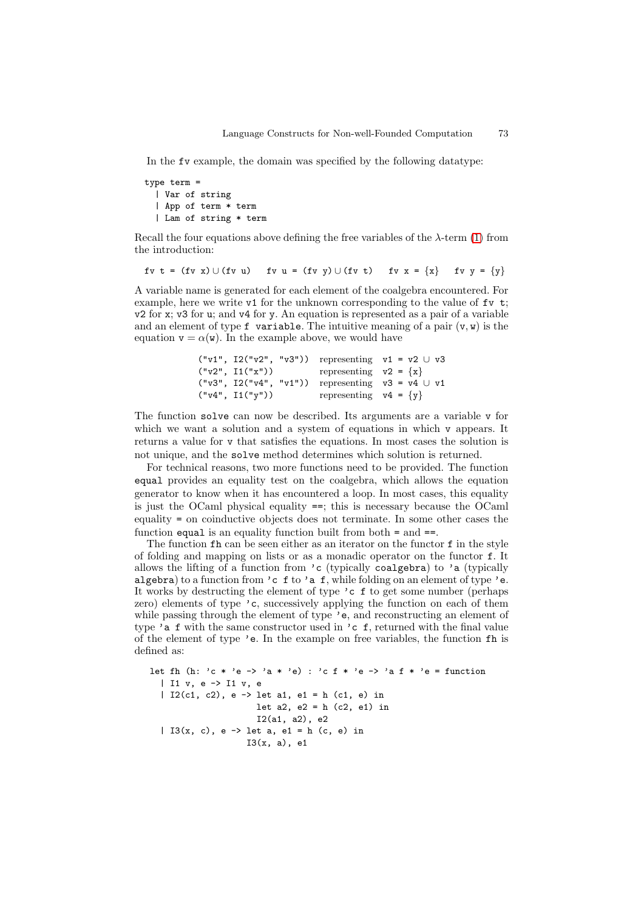In the fv example, the domain was specified by the following datatype:

```
type term =
  | Var of string
  | App of term * term
  | Lam of string * term
```

Recall the four equations above defining the free variables of the λ-term (1) from the introduction:

```
fv t = (fv x) ∪ (fv u)   fv u = (fv y) ∪ (fv t)   fv x = {x}   fv y = {y}
```

A variable name is generated for each element of the coalgebra encountered. For example, here we write `v1` for the unknown corresponding to the value of `fv t`; `v2` for `x`; `v3` for `u`; and `v4` for `y`. An equation is represented as a pair of a variable and an element of type `f variable`. The intuitive meaning of a pair $(\mathtt{v}, \mathtt{w})$ is the equation $\mathtt{v} = \alpha(\mathtt{w})$. In the example above, we would have

```
("v1", I2("v2", "v3"))  representing  v1 = v2 ∪ v3
("v2", I1("x"))         representing  v2 = {x}
("v3", I2("v4", "v1"))  representing  v3 = v4 ∪ v1
("v4", I1("y"))         representing  v4 = {y}
```

The function `solve` can now be described. Its arguments are a variable `v` for which we want a solution and a system of equations in which `v` appears. It returns a value for `v` that satisfies the equations. In most cases the solution is not unique, and the `solve` method determines which solution is returned.

For technical reasons, two more functions need to be provided. The function `equal` provides an equality test on the coalgebra, which allows the equation generator to know when it has encountered a loop. In most cases, this equality is just the OCaml physical equality `==`; this is necessary because the OCaml equality `=` on coinductive objects does not terminate. In some other cases the function `equal` is an equality function built from both `=` and `==`.

The function `fh` can be seen either as an iterator on the functor `f` in the style of folding and mapping on lists or as a monadic operator on the functor `f`. It allows the lifting of a function from `'c` (typically `coalgebra`) to `'a` (typically `algebra`) to a function from `'c f` to `'a f`, while folding on an element of type `'e`. It works by destructing the element of type `'c f` to get some number (perhaps zero) elements of type `'c`, successively applying the function on each of them while passing through the element of type `'e`, and reconstructing an element of type `'a f` with the same constructor used in `'c f`, returned with the final value of the element of type `'e`. In the example on free variables, the function `fh` is defined as:

```
let fh (h: 'c * 'e -> 'a * 'e) : 'c f * 'e -> 'a f * 'e = function
  | I1 v, e -> I1 v, e
  | I2(c1, c2), e -> let a1, e1 = h (c1, e) in
                     let a2, e2 = h (c2, e1) in
                     I2(a1, a2), e2
  | I3(x, c), e -> let a, e1 = h (c, e) in
                   I3(x, a), e1
```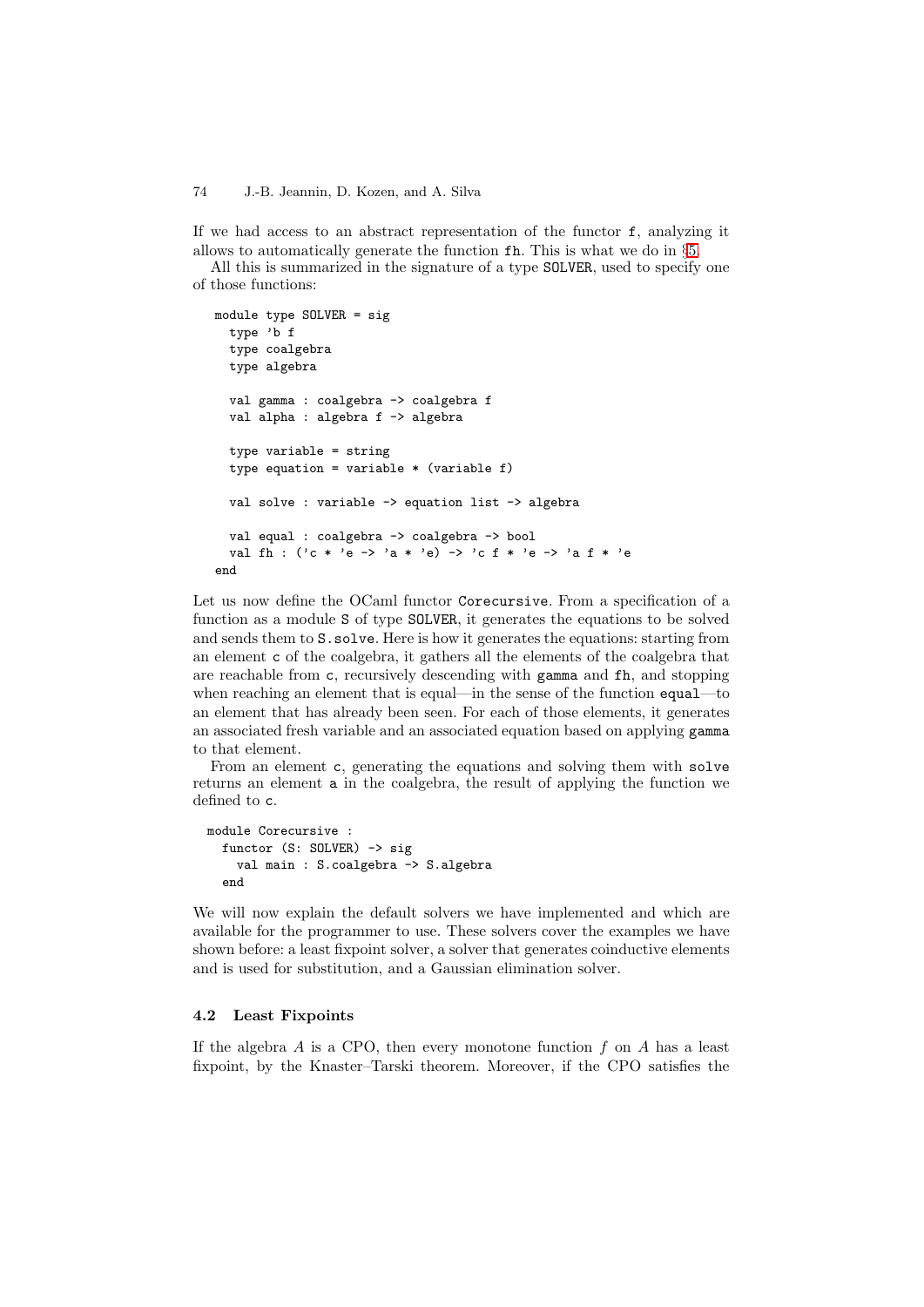If we had access to an abstract representation of the functor f, analyzing it allows to automatically generate the function fh. This is what we do in §5.

All this is summarized in the signature of a type SOLVER, used to specify one of those functions:

```
module type SOLVER = sig
  type 'b f
  type coalgebra
  type algebra

  val gamma : coalgebra -> coalgebra f
  val alpha : algebra f -> algebra

  type variable = string
  type equation = variable * (variable f)

  val solve : variable -> equation list -> algebra

  val equal : coalgebra -> coalgebra -> bool
  val fh : ('c * 'e -> 'a * 'e) -> 'c f * 'e -> 'a f * 'e
end
```

Let us now define the OCaml functor Corecursive. From a specification of a function as a module S of type SOLVER, it generates the equations to be solved and sends them to S.solve. Here is how it generates the equations: starting from an element c of the coalgebra, it gathers all the elements of the coalgebra that are reachable from c, recursively descending with gamma and fh, and stopping when reaching an element that is equal—in the sense of the function equal—to an element that has already been seen. For each of those elements, it generates an associated fresh variable and an associated equation based on applying gamma to that element.

From an element c, generating the equations and solving them with solve returns an element a in the coalgebra, the result of applying the function we defined to c.

```
module Corecursive :
  functor (S: SOLVER) -> sig
    val main : S.coalgebra -> S.algebra
  end
```

We will now explain the default solvers we have implemented and which are available for the programmer to use. These solvers cover the examples we have shown before: a least fixpoint solver, a solver that generates coinductive elements and is used for substitution, and a Gaussian elimination solver.

### 4.2 Least Fixpoints

If the algebra $A$ is a CPO, then every monotone function $f$ on $A$ has a least fixpoint, by the Knaster–Tarski theorem. Moreover, if the CPO satisfies the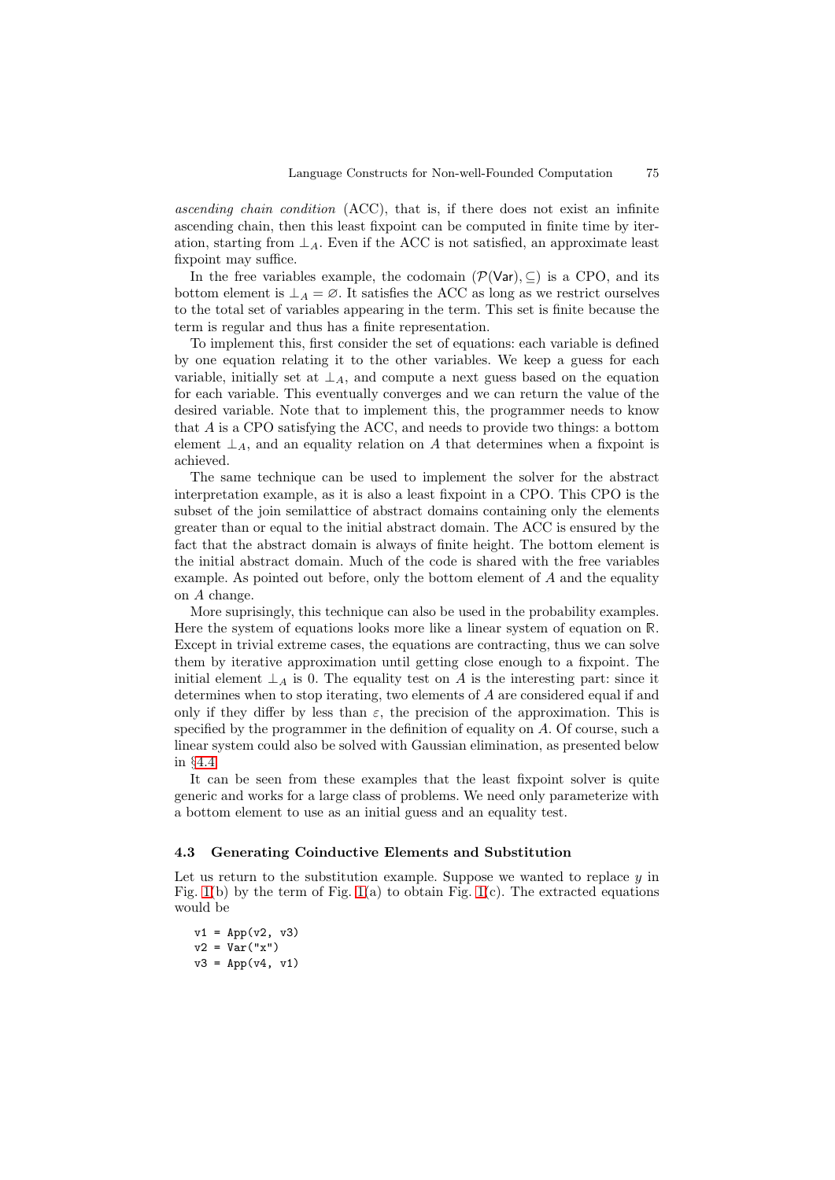*ascending chain condition* (ACC), that is, if there does not exist an infinite ascending chain, then this least fixpoint can be computed in finite time by iteration, starting from $\bot_A$. Even if the ACC is not satisfied, an approximate least fixpoint may suffice.

In the free variables example, the codomain $(\mathcal{P}(\mathsf{Var}), \subseteq)$ is a CPO, and its bottom element is $\bot_A = \varnothing$. It satisfies the ACC as long as we restrict ourselves to the total set of variables appearing in the term. This set is finite because the term is regular and thus has a finite representation.

To implement this, first consider the set of equations: each variable is defined by one equation relating it to the other variables. We keep a guess for each variable, initially set at $\bot_A$, and compute a next guess based on the equation for each variable. This eventually converges and we can return the value of the desired variable. Note that to implement this, the programmer needs to know that $A$ is a CPO satisfying the ACC, and needs to provide two things: a bottom element $\bot_A$, and an equality relation on $A$ that determines when a fixpoint is achieved.

The same technique can be used to implement the solver for the abstract interpretation example, as it is also a least fixpoint in a CPO. This CPO is the subset of the join semilattice of abstract domains containing only the elements greater than or equal to the initial abstract domain. The ACC is ensured by the fact that the abstract domain is always of finite height. The bottom element is the initial abstract domain. Much of the code is shared with the free variables example. As pointed out before, only the bottom element of $A$ and the equality on $A$ change.

More suprisingly, this technique can also be used in the probability examples. Here the system of equations looks more like a linear system of equation on $\mathbb{R}$. Except in trivial extreme cases, the equations are contracting, thus we can solve them by iterative approximation until getting close enough to a fixpoint. The initial element $\bot_A$ is 0. The equality test on $A$ is the interesting part: since it determines when to stop iterating, two elements of $A$ are considered equal if and only if they differ by less than $\varepsilon$, the precision of the approximation. This is specified by the programmer in the definition of equality on $A$. Of course, such a linear system could also be solved with Gaussian elimination, as presented below in §4.4.

It can be seen from these examples that the least fixpoint solver is quite generic and works for a large class of problems. We need only parameterize with a bottom element to use as an initial guess and an equality test.

### 4.3 Generating Coinductive Elements and Substitution

Let us return to the substitution example. Suppose we wanted to replace $y$ in Fig. 1(b) by the term of Fig. 1(a) to obtain Fig. 1(c). The extracted equations would be

```
v1 = App(v2, v3)
v2 = Var("x")
v3 = App(v4, v1)
```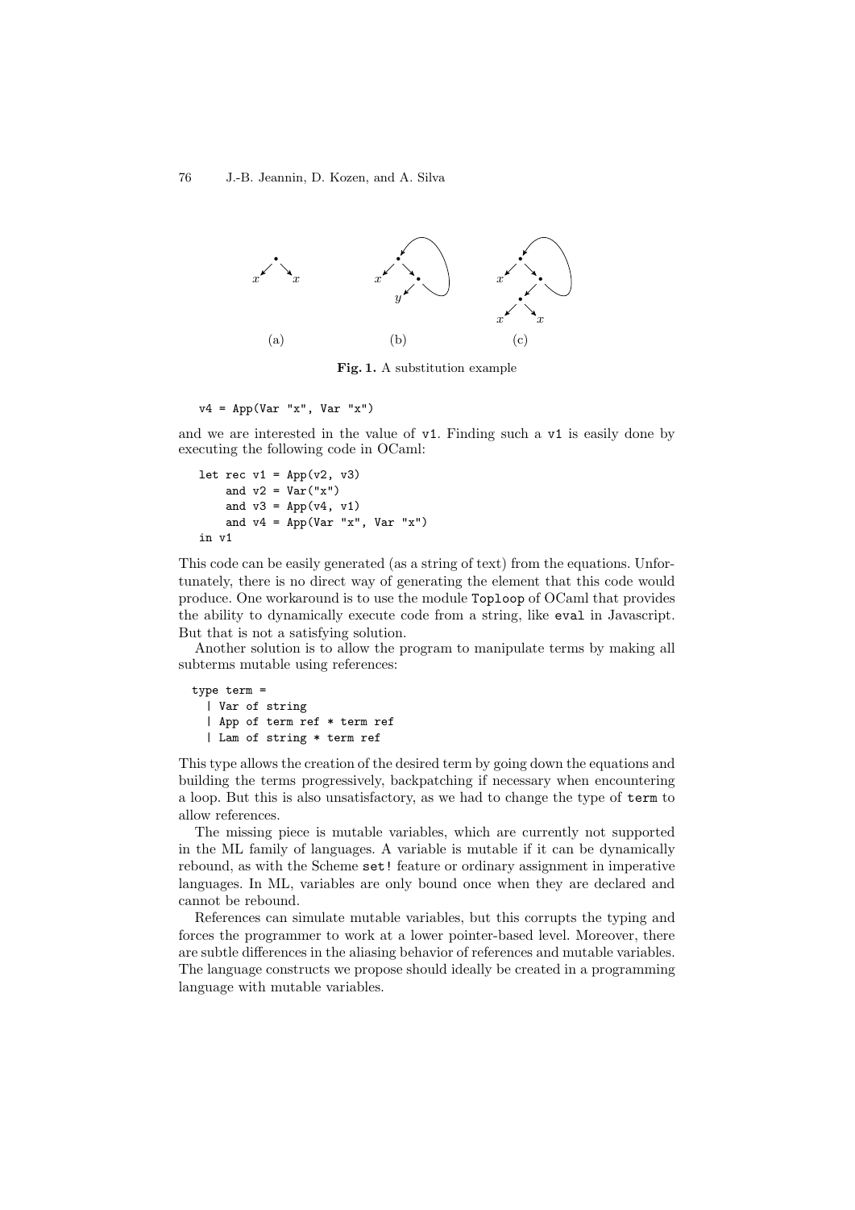(a)

(b)

(c)

**Fig. 1.** A substitution example

```
v4 = App(Var "x", Var "x")
```

and we are interested in the value of `v1`. Finding such a `v1` is easily done by executing the following code in OCaml:

```
let rec v1 = App(v2, v3)
    and v2 = Var("x")
    and v3 = App(v4, v1)
    and v4 = App(Var "x", Var "x")
in v1
```

This code can be easily generated (as a string of text) from the equations. Unfortunately, there is no direct way of generating the element that this code would produce. One workaround is to use the module `Toploop` of OCaml that provides the ability to dynamically execute code from a string, like `eval` in Javascript. But that is not a satisfying solution.

Another solution is to allow the program to manipulate terms by making all subterms mutable using references:

```
type term =
  | Var of string
  | App of term ref * term ref
  | Lam of string * term ref
```

This type allows the creation of the desired term by going down the equations and building the terms progressively, backpatching if necessary when encountering a loop. But this is also unsatisfactory, as we had to change the type of `term` to allow references.

The missing piece is mutable variables, which are currently not supported in the ML family of languages. A variable is mutable if it can be dynamically rebound, as with the Scheme `set!` feature or ordinary assignment in imperative languages. In ML, variables are only bound once when they are declared and cannot be rebound.

References can simulate mutable variables, but this corrupts the typing and forces the programmer to work at a lower pointer-based level. Moreover, there are subtle differences in the aliasing behavior of references and mutable variables. The language constructs we propose should ideally be created in a programming language with mutable variables.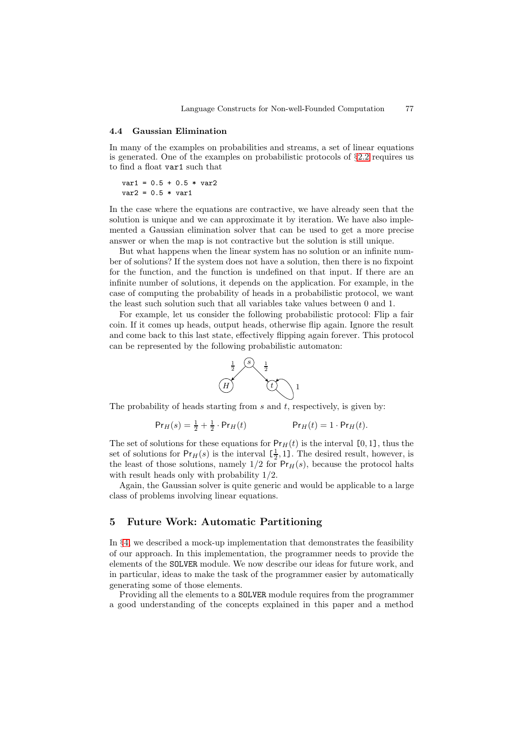### 4.4 Gaussian Elimination

In many of the examples on probabilities and streams, a set of linear equations is generated. One of the examples on probabilistic protocols of §2.2 requires us to find a float `var1` such that

```
var1 = 0.5 + 0.5 * var2
var2 = 0.5 * var1
```

In the case where the equations are contractive, we have already seen that the solution is unique and we can approximate it by iteration. We have also implemented a Gaussian elimination solver that can be used to get a more precise answer or when the map is not contractive but the solution is still unique.

But what happens when the linear system has no solution or an infinite number of solutions? If the system does not have a solution, then there is no fixpoint for the function, and the function is undefined on that input. If there are an infinite number of solutions, it depends on the application. For example, in the case of computing the probability of heads in a probabilistic protocol, we want the least such solution such that all variables take values between 0 and 1.

For example, let us consider the following probabilistic protocol: Flip a fair coin. If it comes up heads, output heads, otherwise flip again. Ignore the result and come back to this last state, effectively flipping again forever. This protocol can be represented by the following probabilistic automaton:

The probability of heads starting from $s$ and $t$, respectively, is given by:

$$\mathsf{Pr}_H(s) = \tfrac{1}{2} + \tfrac{1}{2} \cdot \mathsf{Pr}_H(t) \qquad\qquad \mathsf{Pr}_H(t) = 1 \cdot \mathsf{Pr}_H(t).$$

The set of solutions for these equations for $\mathsf{Pr}_H(t)$ is the interval $[0, 1]$, thus the set of solutions for $\mathsf{Pr}_H(s)$ is the interval $[\frac{1}{2}, 1]$. The desired result, however, is the least of those solutions, namely $1/2$ for $\mathsf{Pr}_H(s)$, because the protocol halts with result heads only with probability $1/2$.

Again, the Gaussian solver is quite generic and would be applicable to a large class of problems involving linear equations.

## 5 Future Work: Automatic Partitioning

In §4, we described a mock-up implementation that demonstrates the feasibility of our approach. In this implementation, the programmer needs to provide the elements of the `SOLVER` module. We now describe our ideas for future work, and in particular, ideas to make the task of the programmer easier by automatically generating some of those elements.

Providing all the elements to a `SOLVER` module requires from the programmer a good understanding of the concepts explained in this paper and a method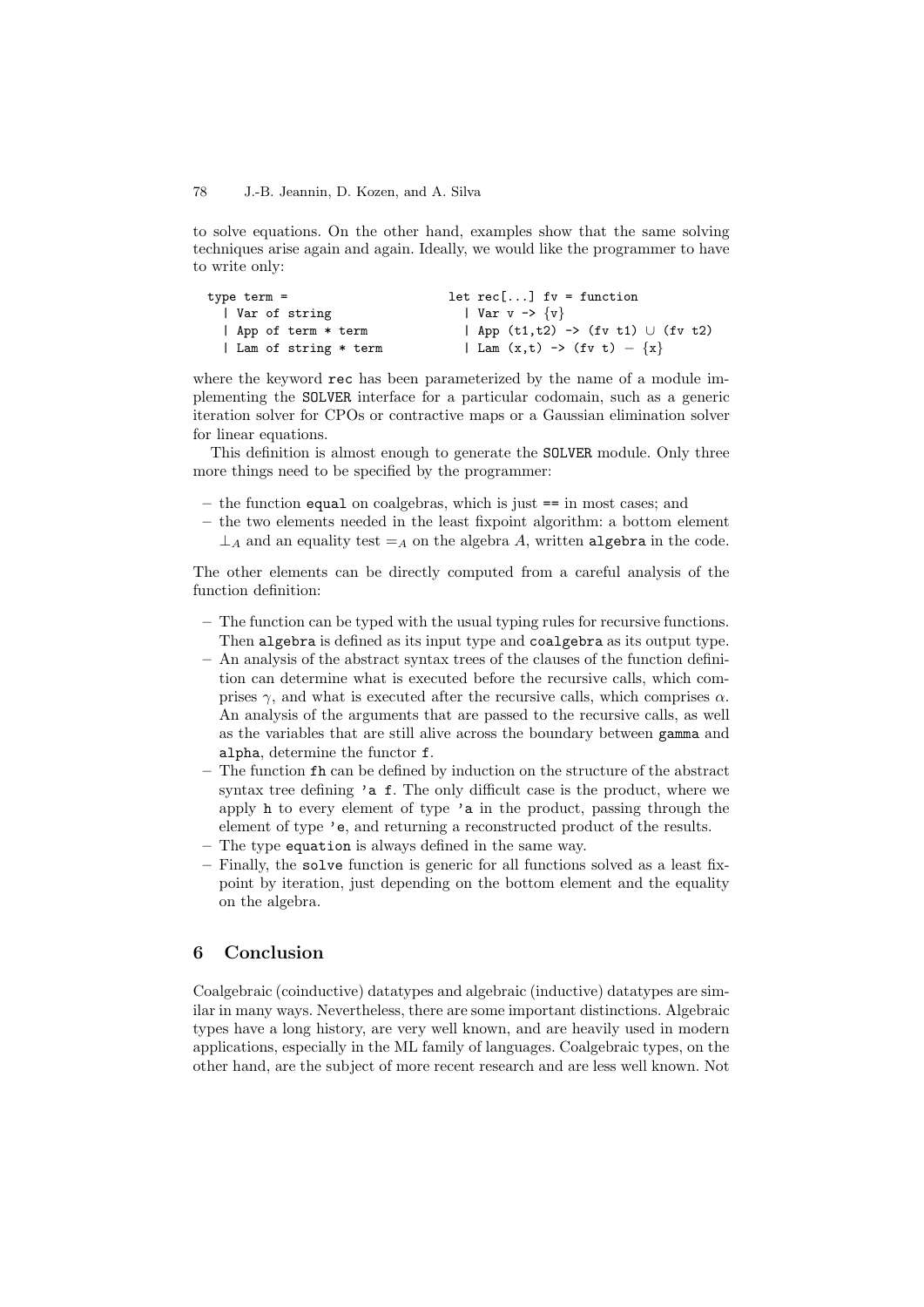to solve equations. On the other hand, examples show that the same solving techniques arise again and again. Ideally, we would like the programmer to have to write only:

```
type term =                    let rec[...] fv = function
  | Var of string                | Var v -> {v}
  | App of term * term           | App (t1,t2) -> (fv t1) ∪ (fv t2)
  | Lam of string * term         | Lam (x,t) -> (fv t) − {x}
```

where the keyword `rec` has been parameterized by the name of a module implementing the `SOLVER` interface for a particular codomain, such as a generic iteration solver for CPOs or contractive maps or a Gaussian elimination solver for linear equations.

This definition is almost enough to generate the `SOLVER` module. Only three more things need to be specified by the programmer:

- the function `equal` on coalgebras, which is just `==` in most cases; and
- the two elements needed in the least fixpoint algorithm: a bottom element $\bot_A$ and an equality test $=_A$ on the algebra $A$, written `algebra` in the code.

The other elements can be directly computed from a careful analysis of the function definition:

- The function can be typed with the usual typing rules for recursive functions. Then `algebra` is defined as its input type and `coalgebra` as its output type.
- An analysis of the abstract syntax trees of the clauses of the function definition can determine what is executed before the recursive calls, which comprises $\gamma$, and what is executed after the recursive calls, which comprises $\alpha$. An analysis of the arguments that are passed to the recursive calls, as well as the variables that are still alive across the boundary between `gamma` and `alpha`, determine the functor `f`.
- The function `fh` can be defined by induction on the structure of the abstract syntax tree defining `'a f`. The only difficult case is the product, where we apply `h` to every element of type `'a` in the product, passing through the element of type `'e`, and returning a reconstructed product of the results.
- The type `equation` is always defined in the same way.
- Finally, the `solve` function is generic for all functions solved as a least fixpoint by iteration, just depending on the bottom element and the equality on the algebra.

## 6 Conclusion

Coalgebraic (coinductive) datatypes and algebraic (inductive) datatypes are similar in many ways. Nevertheless, there are some important distinctions. Algebraic types have a long history, are very well known, and are heavily used in modern applications, especially in the ML family of languages. Coalgebraic types, on the other hand, are the subject of more recent research and are less well known. Not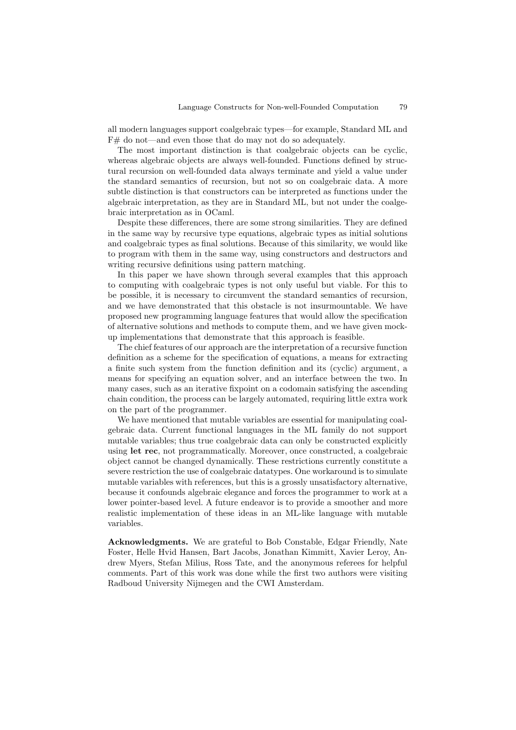all modern languages support coalgebraic types—for example, Standard ML and F# do not—and even those that do may not do so adequately.

The most important distinction is that coalgebraic objects can be cyclic, whereas algebraic objects are always well-founded. Functions defined by structural recursion on well-founded data always terminate and yield a value under the standard semantics of recursion, but not so on coalgebraic data. A more subtle distinction is that constructors can be interpreted as functions under the algebraic interpretation, as they are in Standard ML, but not under the coalgebraic interpretation as in OCaml.

Despite these differences, there are some strong similarities. They are defined in the same way by recursive type equations, algebraic types as initial solutions and coalgebraic types as final solutions. Because of this similarity, we would like to program with them in the same way, using constructors and destructors and writing recursive definitions using pattern matching.

In this paper we have shown through several examples that this approach to computing with coalgebraic types is not only useful but viable. For this to be possible, it is necessary to circumvent the standard semantics of recursion, and we have demonstrated that this obstacle is not insurmountable. We have proposed new programming language features that would allow the specification of alternative solutions and methods to compute them, and we have given mock-up implementations that demonstrate that this approach is feasible.

The chief features of our approach are the interpretation of a recursive function definition as a scheme for the specification of equations, a means for extracting a finite such system from the function definition and its (cyclic) argument, a means for specifying an equation solver, and an interface between the two. In many cases, such as an iterative fixpoint on a codomain satisfying the ascending chain condition, the process can be largely automated, requiring little extra work on the part of the programmer.

We have mentioned that mutable variables are essential for manipulating coalgebraic data. Current functional languages in the ML family do not support mutable variables; thus true coalgebraic data can only be constructed explicitly using **let rec**, not programmatically. Moreover, once constructed, a coalgebraic object cannot be changed dynamically. These restrictions currently constitute a severe restriction the use of coalgebraic datatypes. One workaround is to simulate mutable variables with references, but this is a grossly unsatisfactory alternative, because it confounds algebraic elegance and forces the programmer to work at a lower pointer-based level. A future endeavor is to provide a smoother and more realistic implementation of these ideas in an ML-like language with mutable variables.

**Acknowledgments.** We are grateful to Bob Constable, Edgar Friendly, Nate Foster, Helle Hvid Hansen, Bart Jacobs, Jonathan Kimmitt, Xavier Leroy, Andrew Myers, Stefan Milius, Ross Tate, and the anonymous referees for helpful comments. Part of this work was done while the first two authors were visiting Radboud University Nijmegen and the CWI Amsterdam.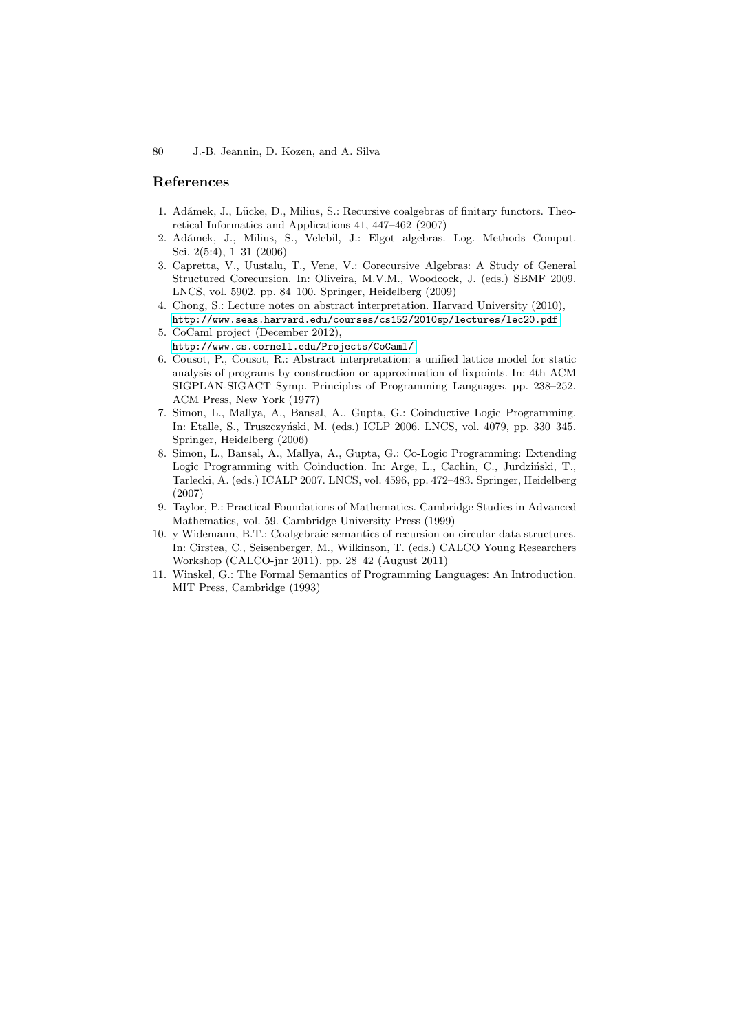## References

1. Adámek, J., Lücke, D., Milius, S.: Recursive coalgebras of finitary functors. Theoretical Informatics and Applications 41, 447–462 (2007)
2. Adámek, J., Milius, S., Velebil, J.: Elgot algebras. Log. Methods Comput. Sci. 2(5:4), 1–31 (2006)
3. Capretta, V., Uustalu, T., Vene, V.: Corecursive Algebras: A Study of General Structured Corecursion. In: Oliveira, M.V.M., Woodcock, J. (eds.) SBMF 2009. LNCS, vol. 5902, pp. 84–100. Springer, Heidelberg (2009)
4. Chong, S.: Lecture notes on abstract interpretation. Harvard University (2010), http://www.seas.harvard.edu/courses/cs152/2010sp/lectures/lec20.pdf
5. CoCaml project (December 2012), http://www.cs.cornell.edu/Projects/CoCaml/
6. Cousot, P., Cousot, R.: Abstract interpretation: a unified lattice model for static analysis of programs by construction or approximation of fixpoints. In: 4th ACM SIGPLAN-SIGACT Symp. Principles of Programming Languages, pp. 238–252. ACM Press, New York (1977)
7. Simon, L., Mallya, A., Bansal, A., Gupta, G.: Coinductive Logic Programming. In: Etalle, S., Truszczyński, M. (eds.) ICLP 2006. LNCS, vol. 4079, pp. 330–345. Springer, Heidelberg (2006)
8. Simon, L., Bansal, A., Mallya, A., Gupta, G.: Co-Logic Programming: Extending Logic Programming with Coinduction. In: Arge, L., Cachin, C., Jurdziński, T., Tarlecki, A. (eds.) ICALP 2007. LNCS, vol. 4596, pp. 472–483. Springer, Heidelberg (2007)
9. Taylor, P.: Practical Foundations of Mathematics. Cambridge Studies in Advanced Mathematics, vol. 59. Cambridge University Press (1999)
10. y Widemann, B.T.: Coalgebraic semantics of recursion on circular data structures. In: Cirstea, C., Seisenberger, M., Wilkinson, T. (eds.) CALCO Young Researchers Workshop (CALCO-jnr 2011), pp. 28–42 (August 2011)
11. Winskel, G.: The Formal Semantics of Programming Languages: An Introduction. MIT Press, Cambridge (1993)